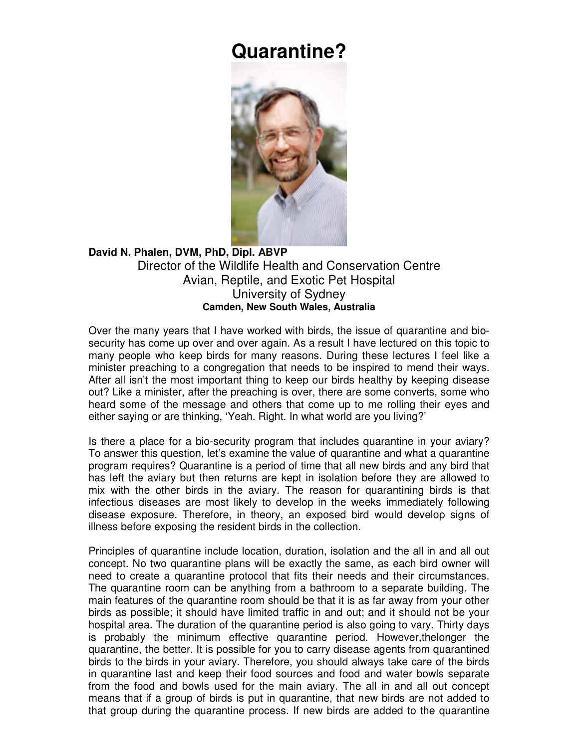# Quarantine?

**David N. Phalen, DVM, PhD, Dipl. ABVP**
Director of the Wildlife Health and Conservation Centre
Avian, Reptile, and Exotic Pet Hospital
University of Sydney
**Camden, New South Wales, Australia**

Over the many years that I have worked with birds, the issue of quarantine and bio-security has come up over and over again. As a result I have lectured on this topic to many people who keep birds for many reasons. During these lectures I feel like a minister preaching to a congregation that needs to be inspired to mend their ways. After all isn't the most important thing to keep our birds healthy by keeping disease out? Like a minister, after the preaching is over, there are some converts, some who heard some of the message and others that come up to me rolling their eyes and either saying or are thinking, 'Yeah. Right. In what world are you living?'

Is there a place for a bio-security program that includes quarantine in your aviary? To answer this question, let's examine the value of quarantine and what a quarantine program requires? Quarantine is a period of time that all new birds and any bird that has left the aviary but then returns are kept in isolation before they are allowed to mix with the other birds in the aviary. The reason for quarantining birds is that infectious diseases are most likely to develop in the weeks immediately following disease exposure. Therefore, in theory, an exposed bird would develop signs of illness before exposing the resident birds in the collection.

Principles of quarantine include location, duration, isolation and the all in and all out concept. No two quarantine plans will be exactly the same, as each bird owner will need to create a quarantine protocol that fits their needs and their circumstances. The quarantine room can be anything from a bathroom to a separate building. The main features of the quarantine room should be that it is as far away from your other birds as possible; it should have limited traffic in and out; and it should not be your hospital area. The duration of the quarantine period is also going to vary. Thirty days is probably the minimum effective quarantine period. However,thelonger the quarantine, the better. It is possible for you to carry disease agents from quarantined birds to the birds in your aviary. Therefore, you should always take care of the birds in quarantine last and keep their food sources and food and water bowls separate from the food and bowls used for the main aviary. The all in and all out concept means that if a group of birds is put in quarantine, that new birds are not added to that group during the quarantine process. If new birds are added to the quarantine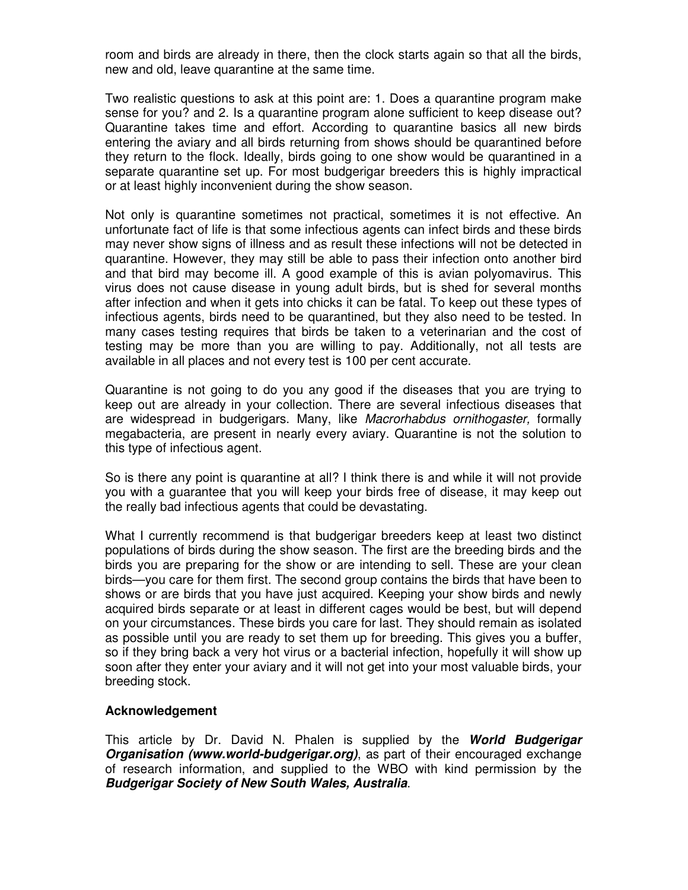room and birds are already in there, then the clock starts again so that all the birds, new and old, leave quarantine at the same time.

Two realistic questions to ask at this point are: 1. Does a quarantine program make sense for you? and 2. Is a quarantine program alone sufficient to keep disease out? Quarantine takes time and effort. According to quarantine basics all new birds entering the aviary and all birds returning from shows should be quarantined before they return to the flock. Ideally, birds going to one show would be quarantined in a separate quarantine set up. For most budgerigar breeders this is highly impractical or at least highly inconvenient during the show season.

Not only is quarantine sometimes not practical, sometimes it is not effective. An unfortunate fact of life is that some infectious agents can infect birds and these birds may never show signs of illness and as result these infections will not be detected in quarantine. However, they may still be able to pass their infection onto another bird and that bird may become ill. A good example of this is avian polyomavirus. This virus does not cause disease in young adult birds, but is shed for several months after infection and when it gets into chicks it can be fatal. To keep out these types of infectious agents, birds need to be quarantined, but they also need to be tested. In many cases testing requires that birds be taken to a veterinarian and the cost of testing may be more than you are willing to pay. Additionally, not all tests are available in all places and not every test is 100 per cent accurate.

Quarantine is not going to do you any good if the diseases that you are trying to keep out are already in your collection. There are several infectious diseases that are widespread in budgerigars. Many, like *Macrorhabdus ornithogaster,* formally megabacteria, are present in nearly every aviary. Quarantine is not the solution to this type of infectious agent.

So is there any point is quarantine at all? I think there is and while it will not provide you with a guarantee that you will keep your birds free of disease, it may keep out the really bad infectious agents that could be devastating.

What I currently recommend is that budgerigar breeders keep at least two distinct populations of birds during the show season. The first are the breeding birds and the birds you are preparing for the show or are intending to sell. These are your clean birds—you care for them first. The second group contains the birds that have been to shows or are birds that you have just acquired. Keeping your show birds and newly acquired birds separate or at least in different cages would be best, but will depend on your circumstances. These birds you care for last. They should remain as isolated as possible until you are ready to set them up for breeding. This gives you a buffer, so if they bring back a very hot virus or a bacterial infection, hopefully it will show up soon after they enter your aviary and it will not get into your most valuable birds, your breeding stock.

**Acknowledgement**

This article by Dr. David N. Phalen is supplied by the ***World Budgerigar Organisation (www.world-budgerigar.org)***, as part of their encouraged exchange of research information, and supplied to the WBO with kind permission by the ***Budgerigar Society of New South Wales, Australia***.